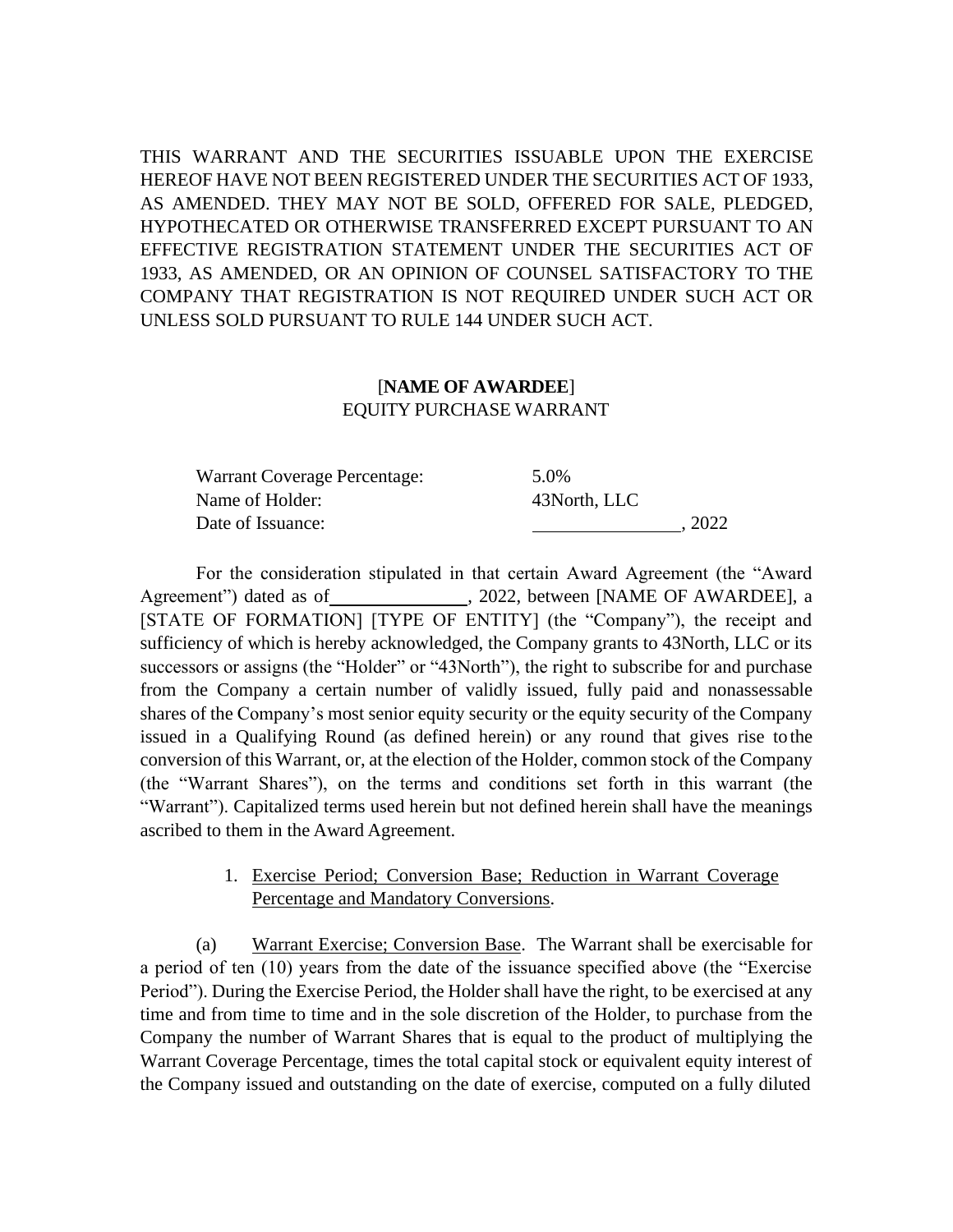THIS WARRANT AND THE SECURITIES ISSUABLE UPON THE EXERCISE HEREOF HAVE NOT BEEN REGISTERED UNDER THE SECURITIES ACT OF 1933, AS AMENDED. THEY MAY NOT BE SOLD, OFFERED FOR SALE, PLEDGED, HYPOTHECATED OR OTHERWISE TRANSFERRED EXCEPT PURSUANT TO AN EFFECTIVE REGISTRATION STATEMENT UNDER THE SECURITIES ACT OF 1933, AS AMENDED, OR AN OPINION OF COUNSEL SATISFACTORY TO THE COMPANY THAT REGISTRATION IS NOT REQUIRED UNDER SUCH ACT OR UNLESS SOLD PURSUANT TO RULE 144 UNDER SUCH ACT.

[**NAME OF AWARDEE**]
EQUITY PURCHASE WARRANT

| | |
|---|---|
| Warrant Coverage Percentage: | 5.0% |
| Name of Holder: | 43North, LLC |
| Date of Issuance: | ________________, 2022 |

For the consideration stipulated in that certain Award Agreement (the "Award Agreement") dated as of ________________, 2022, between [NAME OF AWARDEE], a [STATE OF FORMATION] [TYPE OF ENTITY] (the "Company"), the receipt and sufficiency of which is hereby acknowledged, the Company grants to 43North, LLC or its successors or assigns (the "Holder" or "43North"), the right to subscribe for and purchase from the Company a certain number of validly issued, fully paid and nonassessable shares of the Company's most senior equity security or the equity security of the Company issued in a Qualifying Round (as defined herein) or any round that gives rise to the conversion of this Warrant, or, at the election of the Holder, common stock of the Company (the "Warrant Shares"), on the terms and conditions set forth in this warrant (the "Warrant"). Capitalized terms used herein but not defined herein shall have the meanings ascribed to them in the Award Agreement.

1. Exercise Period; Conversion Base; Reduction in Warrant Coverage Percentage and Mandatory Conversions.

(a) Warrant Exercise; Conversion Base. The Warrant shall be exercisable for a period of ten (10) years from the date of the issuance specified above (the "Exercise Period"). During the Exercise Period, the Holder shall have the right, to be exercised at any time and from time to time and in the sole discretion of the Holder, to purchase from the Company the number of Warrant Shares that is equal to the product of multiplying the Warrant Coverage Percentage, times the total capital stock or equivalent equity interest of the Company issued and outstanding on the date of exercise, computed on a fully diluted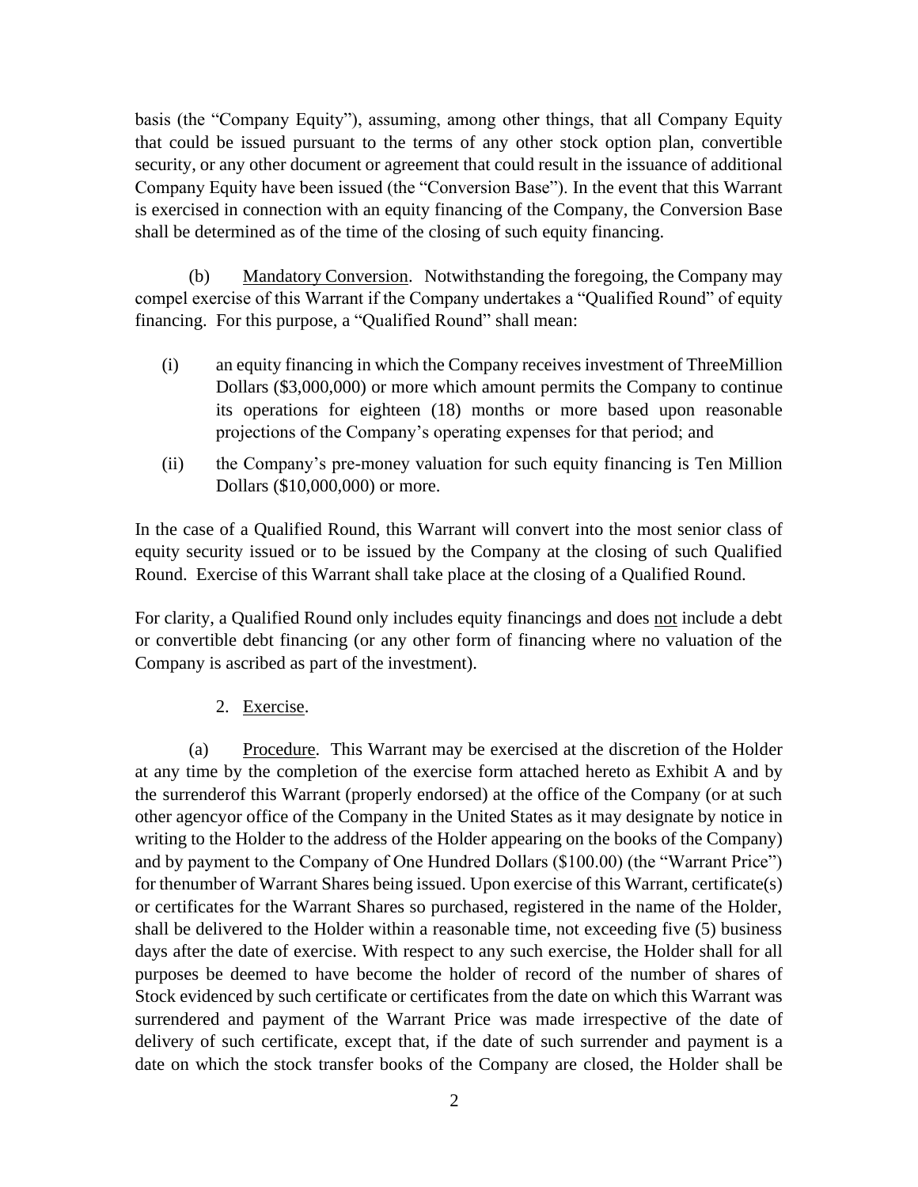basis (the "Company Equity"), assuming, among other things, that all Company Equity that could be issued pursuant to the terms of any other stock option plan, convertible security, or any other document or agreement that could result in the issuance of additional Company Equity have been issued (the "Conversion Base"). In the event that this Warrant is exercised in connection with an equity financing of the Company, the Conversion Base shall be determined as of the time of the closing of such equity financing.

(b) Mandatory Conversion. Notwithstanding the foregoing, the Company may compel exercise of this Warrant if the Company undertakes a "Qualified Round" of equity financing. For this purpose, a "Qualified Round" shall mean:

(i) an equity financing in which the Company receives investment of ThreeMillion Dollars ($3,000,000) or more which amount permits the Company to continue its operations for eighteen (18) months or more based upon reasonable projections of the Company's operating expenses for that period; and

(ii) the Company's pre-money valuation for such equity financing is Ten Million Dollars ($10,000,000) or more.

In the case of a Qualified Round, this Warrant will convert into the most senior class of equity security issued or to be issued by the Company at the closing of such Qualified Round. Exercise of this Warrant shall take place at the closing of a Qualified Round.

For clarity, a Qualified Round only includes equity financings and does not include a debt or convertible debt financing (or any other form of financing where no valuation of the Company is ascribed as part of the investment).

2. Exercise.

(a) Procedure. This Warrant may be exercised at the discretion of the Holder at any time by the completion of the exercise form attached hereto as Exhibit A and by the surrenderof this Warrant (properly endorsed) at the office of the Company (or at such other agencyor office of the Company in the United States as it may designate by notice in writing to the Holder to the address of the Holder appearing on the books of the Company) and by payment to the Company of One Hundred Dollars ($100.00) (the "Warrant Price") for thenumber of Warrant Shares being issued. Upon exercise of this Warrant, certificate(s) or certificates for the Warrant Shares so purchased, registered in the name of the Holder, shall be delivered to the Holder within a reasonable time, not exceeding five (5) business days after the date of exercise. With respect to any such exercise, the Holder shall for all purposes be deemed to have become the holder of record of the number of shares of Stock evidenced by such certificate or certificates from the date on which this Warrant was surrendered and payment of the Warrant Price was made irrespective of the date of delivery of such certificate, except that, if the date of such surrender and payment is a date on which the stock transfer books of the Company are closed, the Holder shall be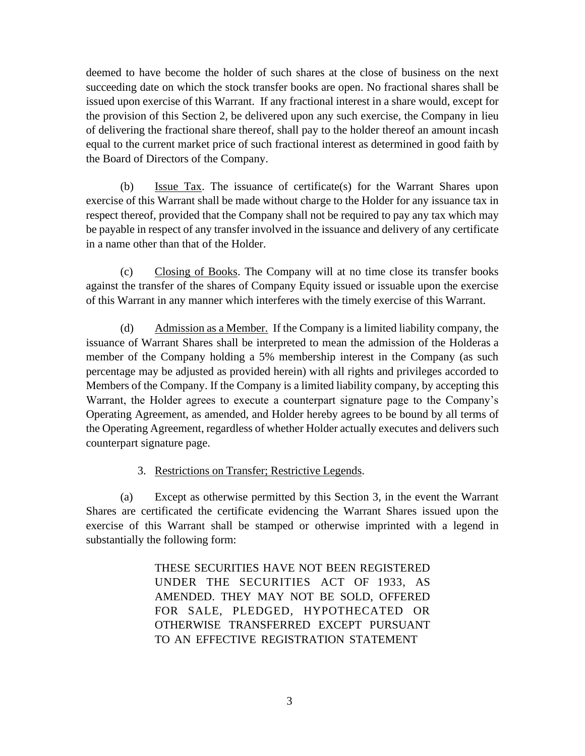deemed to have become the holder of such shares at the close of business on the next succeeding date on which the stock transfer books are open. No fractional shares shall be issued upon exercise of this Warrant. If any fractional interest in a share would, except for the provision of this Section 2, be delivered upon any such exercise, the Company in lieu of delivering the fractional share thereof, shall pay to the holder thereof an amount incash equal to the current market price of such fractional interest as determined in good faith by the Board of Directors of the Company.

(b) Issue Tax. The issuance of certificate(s) for the Warrant Shares upon exercise of this Warrant shall be made without charge to the Holder for any issuance tax in respect thereof, provided that the Company shall not be required to pay any tax which may be payable in respect of any transfer involved in the issuance and delivery of any certificate in a name other than that of the Holder.

(c) Closing of Books. The Company will at no time close its transfer books against the transfer of the shares of Company Equity issued or issuable upon the exercise of this Warrant in any manner which interferes with the timely exercise of this Warrant.

(d) Admission as a Member. If the Company is a limited liability company, the issuance of Warrant Shares shall be interpreted to mean the admission of the Holderas a member of the Company holding a 5% membership interest in the Company (as such percentage may be adjusted as provided herein) with all rights and privileges accorded to Members of the Company. If the Company is a limited liability company, by accepting this Warrant, the Holder agrees to execute a counterpart signature page to the Company's Operating Agreement, as amended, and Holder hereby agrees to be bound by all terms of the Operating Agreement, regardless of whether Holder actually executes and delivers such counterpart signature page.

3. Restrictions on Transfer; Restrictive Legends.

(a) Except as otherwise permitted by this Section 3, in the event the Warrant Shares are certificated the certificate evidencing the Warrant Shares issued upon the exercise of this Warrant shall be stamped or otherwise imprinted with a legend in substantially the following form:

> THESE SECURITIES HAVE NOT BEEN REGISTERED UNDER THE SECURITIES ACT OF 1933, AS AMENDED. THEY MAY NOT BE SOLD, OFFERED FOR SALE, PLEDGED, HYPOTHECATED OR OTHERWISE TRANSFERRED EXCEPT PURSUANT TO AN EFFECTIVE REGISTRATION STATEMENT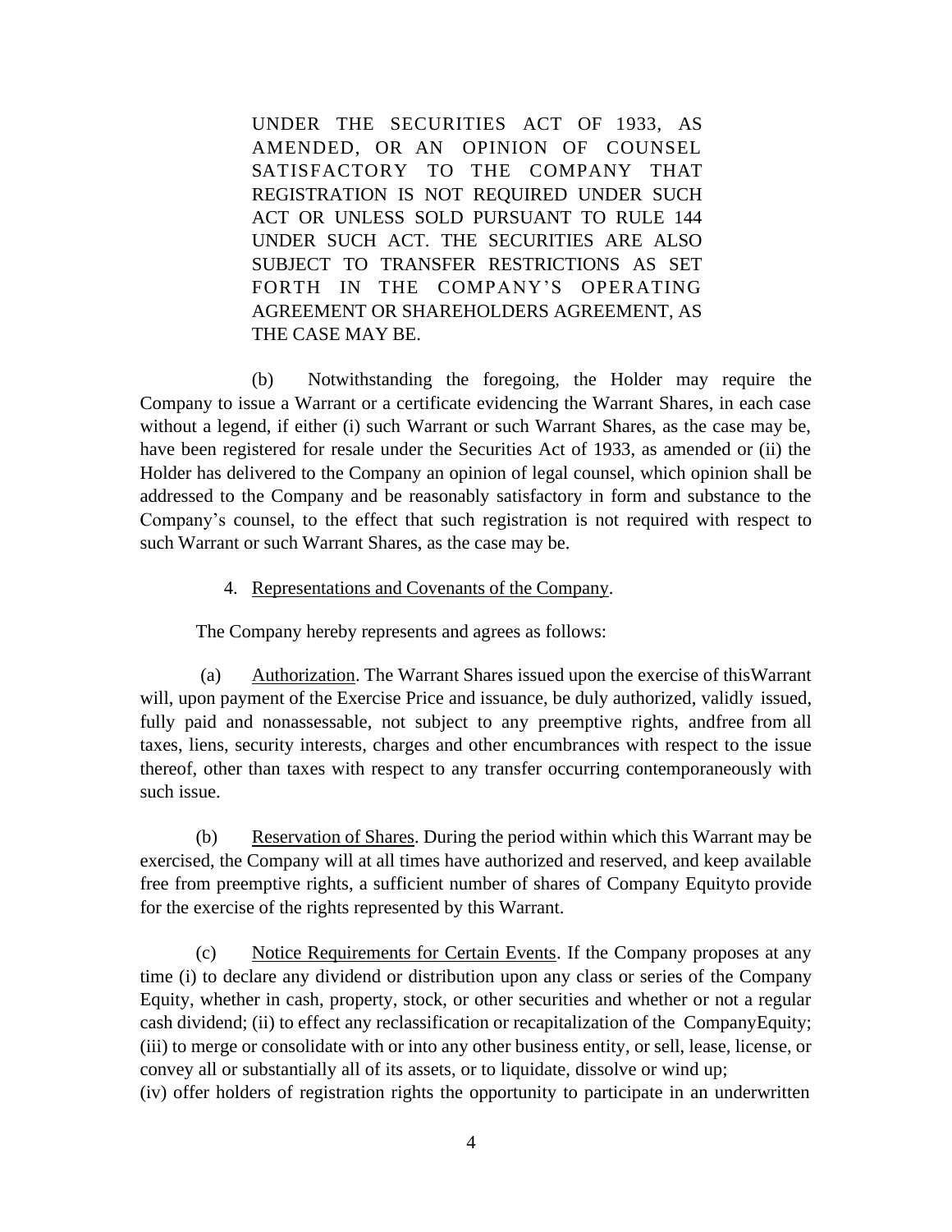UNDER THE SECURITIES ACT OF 1933, AS AMENDED, OR AN OPINION OF COUNSEL SATISFACTORY TO THE COMPANY THAT REGISTRATION IS NOT REQUIRED UNDER SUCH ACT OR UNLESS SOLD PURSUANT TO RULE 144 UNDER SUCH ACT. THE SECURITIES ARE ALSO SUBJECT TO TRANSFER RESTRICTIONS AS SET FORTH IN THE COMPANY'S OPERATING AGREEMENT OR SHAREHOLDERS AGREEMENT, AS THE CASE MAY BE.

(b) Notwithstanding the foregoing, the Holder may require the Company to issue a Warrant or a certificate evidencing the Warrant Shares, in each case without a legend, if either (i) such Warrant or such Warrant Shares, as the case may be, have been registered for resale under the Securities Act of 1933, as amended or (ii) the Holder has delivered to the Company an opinion of legal counsel, which opinion shall be addressed to the Company and be reasonably satisfactory in form and substance to the Company's counsel, to the effect that such registration is not required with respect to such Warrant or such Warrant Shares, as the case may be.

4. Representations and Covenants of the Company.

The Company hereby represents and agrees as follows:

(a) Authorization. The Warrant Shares issued upon the exercise of thisWarrant will, upon payment of the Exercise Price and issuance, be duly authorized, validly issued, fully paid and nonassessable, not subject to any preemptive rights, andfree from all taxes, liens, security interests, charges and other encumbrances with respect to the issue thereof, other than taxes with respect to any transfer occurring contemporaneously with such issue.

(b) Reservation of Shares. During the period within which this Warrant may be exercised, the Company will at all times have authorized and reserved, and keep available free from preemptive rights, a sufficient number of shares of Company Equityto provide for the exercise of the rights represented by this Warrant.

(c) Notice Requirements for Certain Events. If the Company proposes at any time (i) to declare any dividend or distribution upon any class or series of the Company Equity, whether in cash, property, stock, or other securities and whether or not a regular cash dividend; (ii) to effect any reclassification or recapitalization of the CompanyEquity; (iii) to merge or consolidate with or into any other business entity, or sell, lease, license, or convey all or substantially all of its assets, or to liquidate, dissolve or wind up; (iv) offer holders of registration rights the opportunity to participate in an underwritten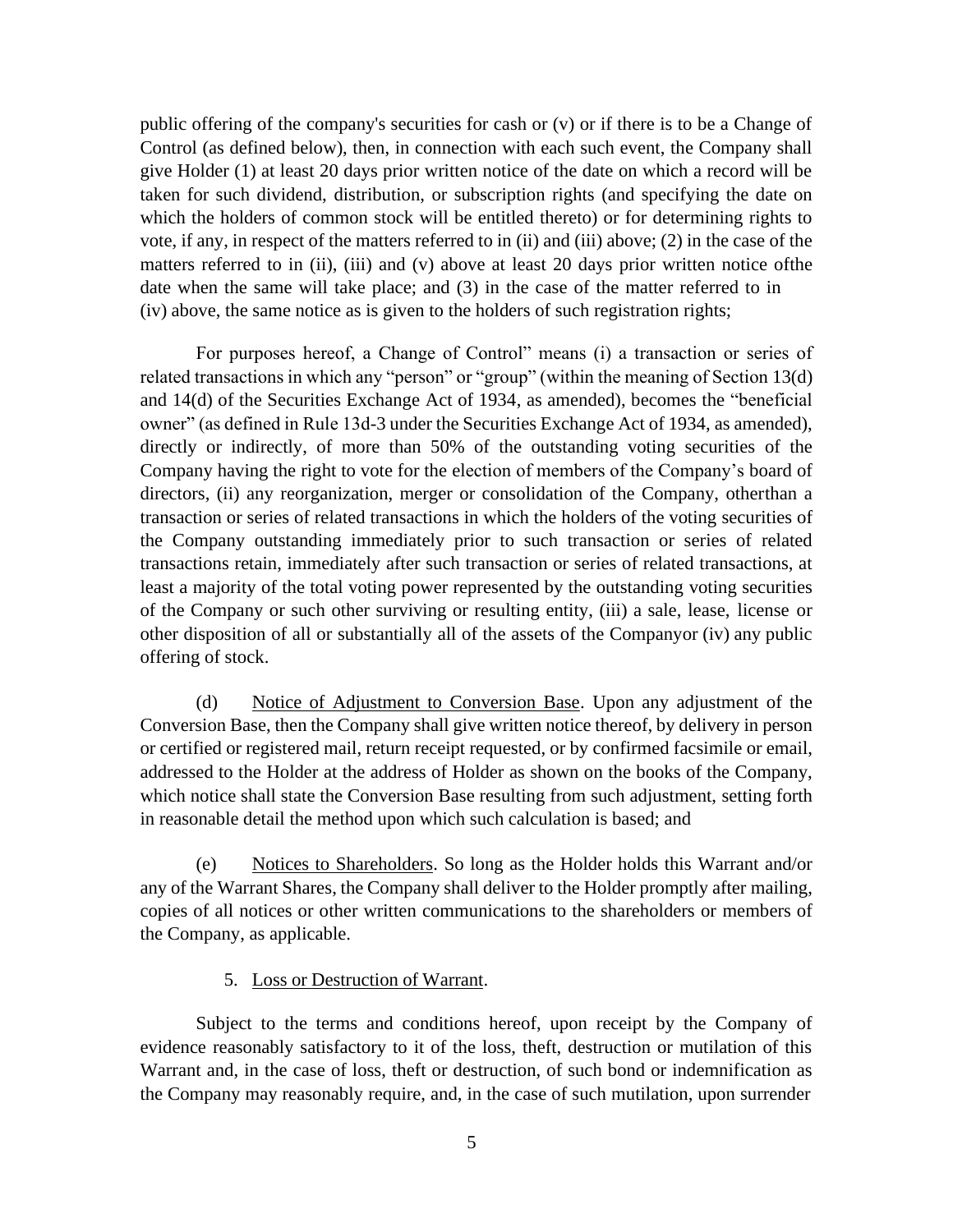public offering of the company's securities for cash or (v) or if there is to be a Change of Control (as defined below), then, in connection with each such event, the Company shall give Holder (1) at least 20 days prior written notice of the date on which a record will be taken for such dividend, distribution, or subscription rights (and specifying the date on which the holders of common stock will be entitled thereto) or for determining rights to vote, if any, in respect of the matters referred to in (ii) and (iii) above; (2) in the case of the matters referred to in (ii), (iii) and (v) above at least 20 days prior written notice ofthe date when the same will take place; and (3) in the case of the matter referred to in (iv) above, the same notice as is given to the holders of such registration rights;

For purposes hereof, a Change of Control" means (i) a transaction or series of related transactions in which any "person" or "group" (within the meaning of Section 13(d) and 14(d) of the Securities Exchange Act of 1934, as amended), becomes the "beneficial owner" (as defined in Rule 13d-3 under the Securities Exchange Act of 1934, as amended), directly or indirectly, of more than 50% of the outstanding voting securities of the Company having the right to vote for the election of members of the Company's board of directors, (ii) any reorganization, merger or consolidation of the Company, otherthan a transaction or series of related transactions in which the holders of the voting securities of the Company outstanding immediately prior to such transaction or series of related transactions retain, immediately after such transaction or series of related transactions, at least a majority of the total voting power represented by the outstanding voting securities of the Company or such other surviving or resulting entity, (iii) a sale, lease, license or other disposition of all or substantially all of the assets of the Companyor (iv) any public offering of stock.

(d) Notice of Adjustment to Conversion Base. Upon any adjustment of the Conversion Base, then the Company shall give written notice thereof, by delivery in person or certified or registered mail, return receipt requested, or by confirmed facsimile or email, addressed to the Holder at the address of Holder as shown on the books of the Company, which notice shall state the Conversion Base resulting from such adjustment, setting forth in reasonable detail the method upon which such calculation is based; and

(e) Notices to Shareholders. So long as the Holder holds this Warrant and/or any of the Warrant Shares, the Company shall deliver to the Holder promptly after mailing, copies of all notices or other written communications to the shareholders or members of the Company, as applicable.

5. Loss or Destruction of Warrant.

Subject to the terms and conditions hereof, upon receipt by the Company of evidence reasonably satisfactory to it of the loss, theft, destruction or mutilation of this Warrant and, in the case of loss, theft or destruction, of such bond or indemnification as the Company may reasonably require, and, in the case of such mutilation, upon surrender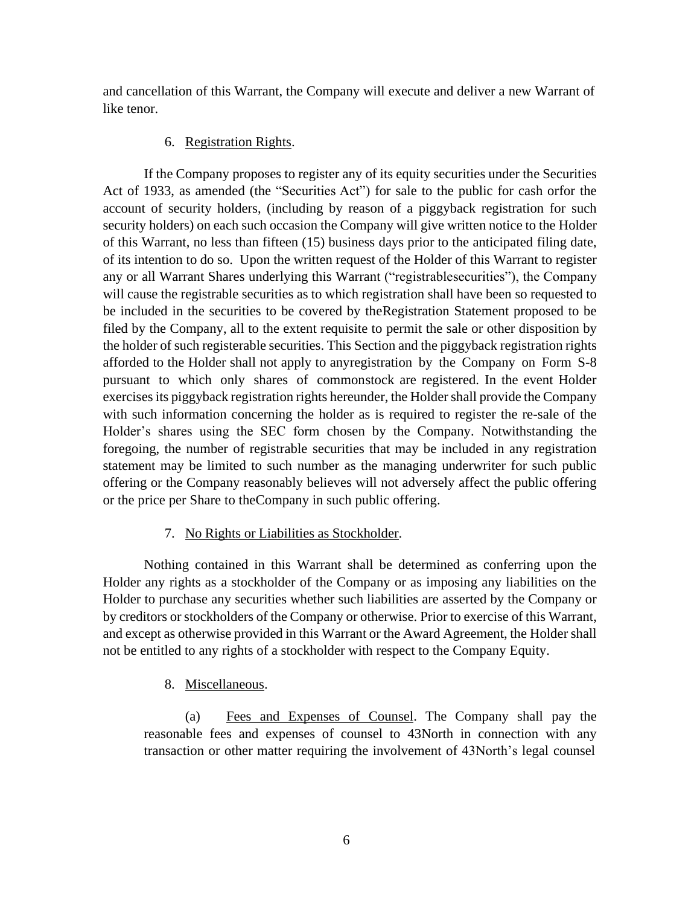and cancellation of this Warrant, the Company will execute and deliver a new Warrant of like tenor.

6. Registration Rights.

If the Company proposes to register any of its equity securities under the Securities Act of 1933, as amended (the "Securities Act") for sale to the public for cash orfor the account of security holders, (including by reason of a piggyback registration for such security holders) on each such occasion the Company will give written notice to the Holder of this Warrant, no less than fifteen (15) business days prior to the anticipated filing date, of its intention to do so. Upon the written request of the Holder of this Warrant to register any or all Warrant Shares underlying this Warrant ("registrablesecurities"), the Company will cause the registrable securities as to which registration shall have been so requested to be included in the securities to be covered by theRegistration Statement proposed to be filed by the Company, all to the extent requisite to permit the sale or other disposition by the holder of such registerable securities. This Section and the piggyback registration rights afforded to the Holder shall not apply to anyregistration by the Company on Form S-8 pursuant to which only shares of commonstock are registered. In the event Holder exercises its piggyback registration rights hereunder, the Holder shall provide the Company with such information concerning the holder as is required to register the re-sale of the Holder's shares using the SEC form chosen by the Company. Notwithstanding the foregoing, the number of registrable securities that may be included in any registration statement may be limited to such number as the managing underwriter for such public offering or the Company reasonably believes will not adversely affect the public offering or the price per Share to theCompany in such public offering.

7. No Rights or Liabilities as Stockholder.

Nothing contained in this Warrant shall be determined as conferring upon the Holder any rights as a stockholder of the Company or as imposing any liabilities on the Holder to purchase any securities whether such liabilities are asserted by the Company or by creditors or stockholders of the Company or otherwise. Prior to exercise of this Warrant, and except as otherwise provided in this Warrant or the Award Agreement, the Holder shall not be entitled to any rights of a stockholder with respect to the Company Equity.

8. Miscellaneous.

(a) Fees and Expenses of Counsel. The Company shall pay the reasonable fees and expenses of counsel to 43North in connection with any transaction or other matter requiring the involvement of 43North's legal counsel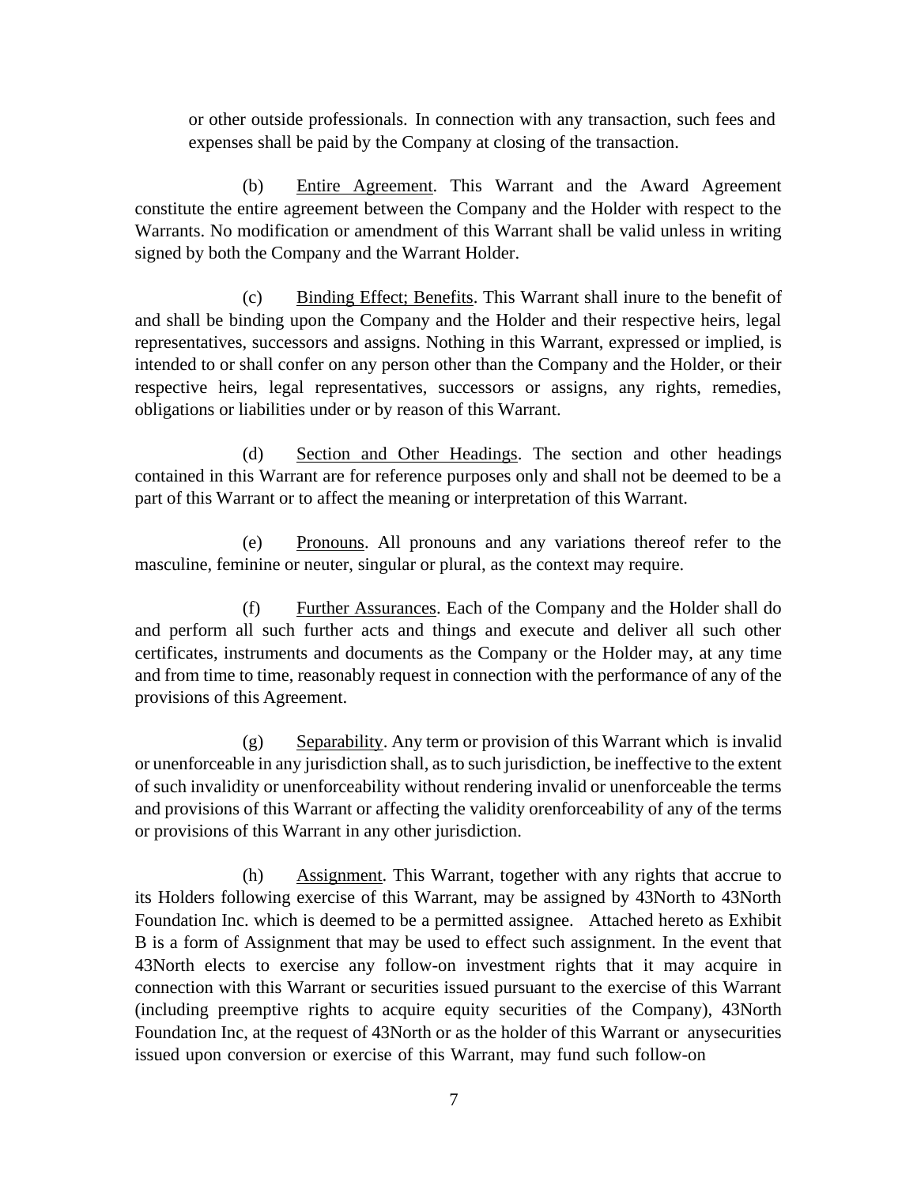or other outside professionals. In connection with any transaction, such fees and expenses shall be paid by the Company at closing of the transaction.

(b) Entire Agreement. This Warrant and the Award Agreement constitute the entire agreement between the Company and the Holder with respect to the Warrants. No modification or amendment of this Warrant shall be valid unless in writing signed by both the Company and the Warrant Holder.

(c) Binding Effect; Benefits. This Warrant shall inure to the benefit of and shall be binding upon the Company and the Holder and their respective heirs, legal representatives, successors and assigns. Nothing in this Warrant, expressed or implied, is intended to or shall confer on any person other than the Company and the Holder, or their respective heirs, legal representatives, successors or assigns, any rights, remedies, obligations or liabilities under or by reason of this Warrant.

(d) Section and Other Headings. The section and other headings contained in this Warrant are for reference purposes only and shall not be deemed to be a part of this Warrant or to affect the meaning or interpretation of this Warrant.

(e) Pronouns. All pronouns and any variations thereof refer to the masculine, feminine or neuter, singular or plural, as the context may require.

(f) Further Assurances. Each of the Company and the Holder shall do and perform all such further acts and things and execute and deliver all such other certificates, instruments and documents as the Company or the Holder may, at any time and from time to time, reasonably request in connection with the performance of any of the provisions of this Agreement.

(g) Separability. Any term or provision of this Warrant which is invalid or unenforceable in any jurisdiction shall, as to such jurisdiction, be ineffective to the extent of such invalidity or unenforceability without rendering invalid or unenforceable the terms and provisions of this Warrant or affecting the validity orenforceability of any of the terms or provisions of this Warrant in any other jurisdiction.

(h) Assignment. This Warrant, together with any rights that accrue to its Holders following exercise of this Warrant, may be assigned by 43North to 43North Foundation Inc. which is deemed to be a permitted assignee. Attached hereto as Exhibit B is a form of Assignment that may be used to effect such assignment. In the event that 43North elects to exercise any follow-on investment rights that it may acquire in connection with this Warrant or securities issued pursuant to the exercise of this Warrant (including preemptive rights to acquire equity securities of the Company), 43North Foundation Inc, at the request of 43North or as the holder of this Warrant or anysecurities issued upon conversion or exercise of this Warrant, may fund such follow-on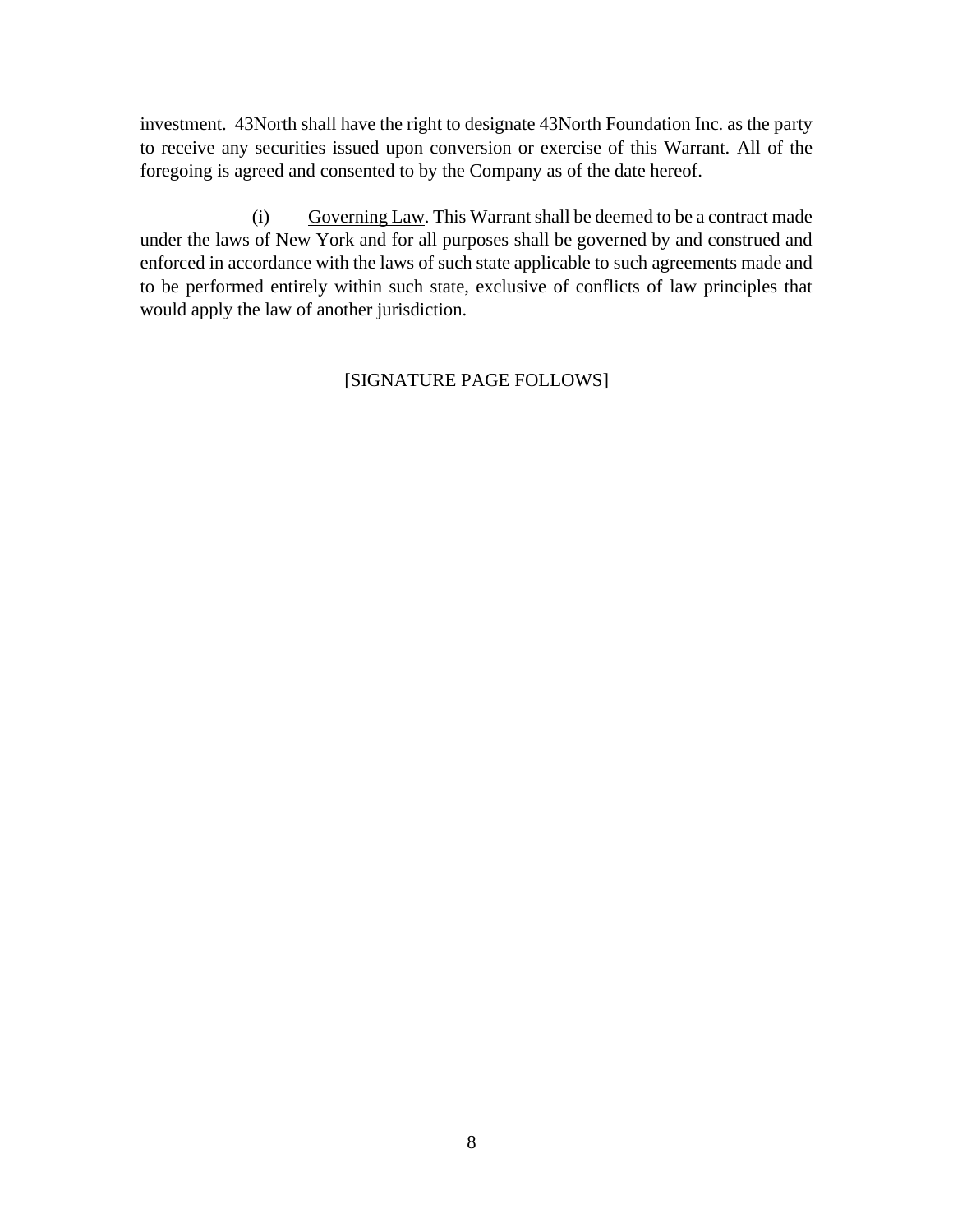investment. 43North shall have the right to designate 43North Foundation Inc. as the party to receive any securities issued upon conversion or exercise of this Warrant. All of the foregoing is agreed and consented to by the Company as of the date hereof.

(i) Governing Law. This Warrant shall be deemed to be a contract made under the laws of New York and for all purposes shall be governed by and construed and enforced in accordance with the laws of such state applicable to such agreements made and to be performed entirely within such state, exclusive of conflicts of law principles that would apply the law of another jurisdiction.

[SIGNATURE PAGE FOLLOWS]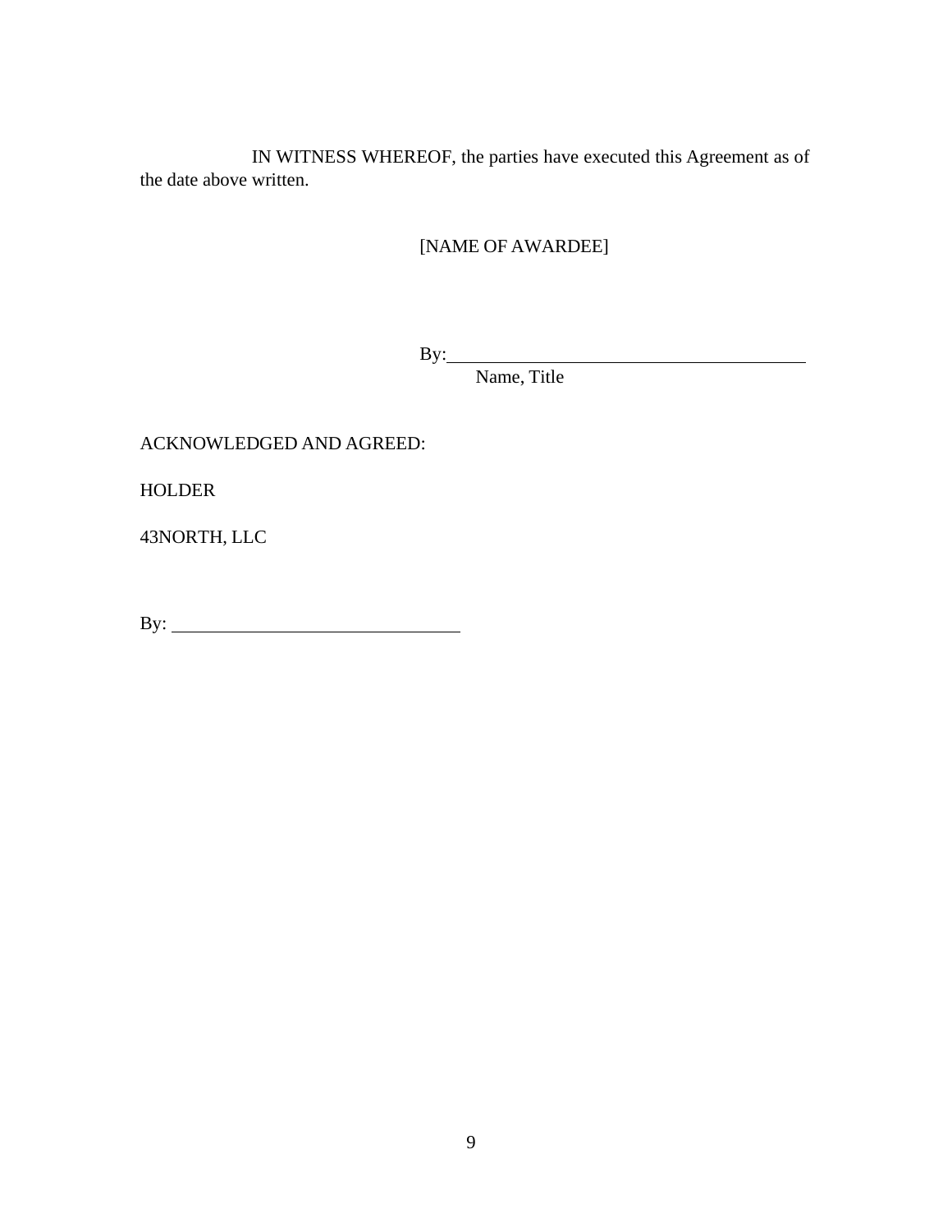IN WITNESS WHEREOF, the parties have executed this Agreement as of the date above written.

[NAME OF AWARDEE]

By:\_\_\_\_\_\_\_\_\_\_\_\_\_\_\_\_\_\_\_\_\_\_\_\_\_\_\_\_\_\_\_\_\_\_\_\_\_\_\_\_
Name, Title

ACKNOWLEDGED AND AGREED:

HOLDER

43NORTH, LLC

By: \_\_\_\_\_\_\_\_\_\_\_\_\_\_\_\_\_\_\_\_\_\_\_\_\_\_\_\_\_\_\_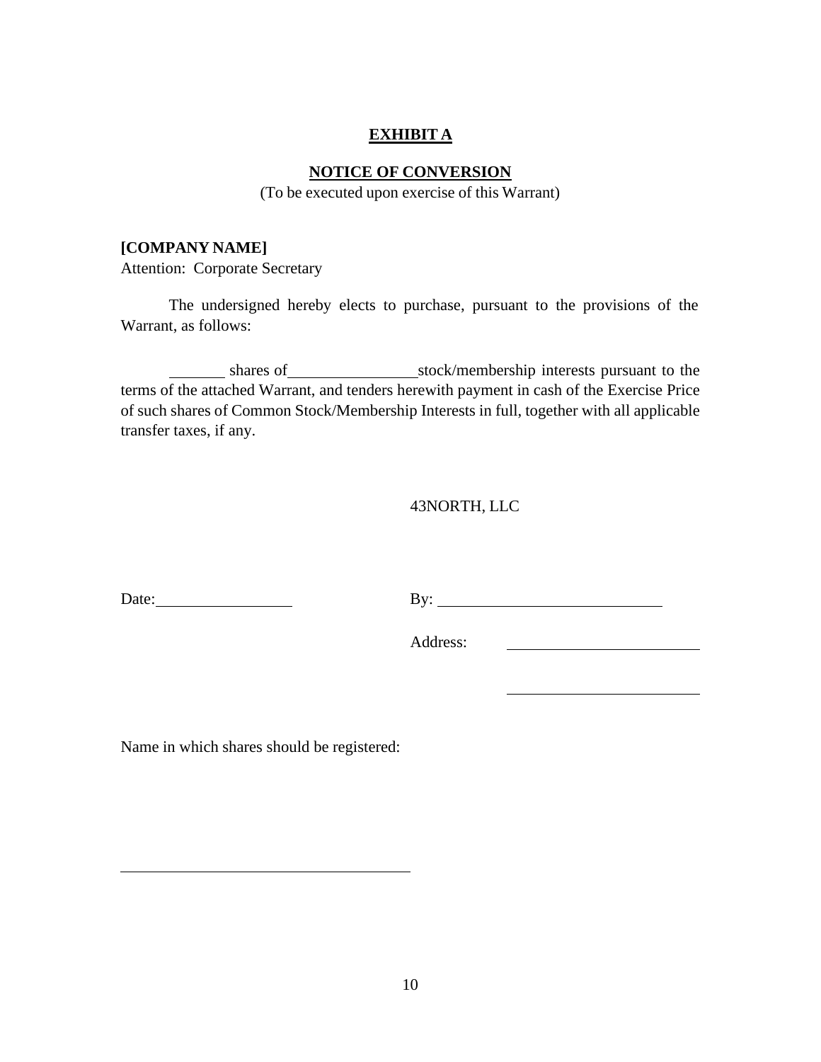# <u>EXHIBIT A</u>

## <u>NOTICE OF CONVERSION</u>

(To be executed upon exercise of this Warrant)

**[COMPANY NAME]**
Attention: Corporate Secretary

The undersigned hereby elects to purchase, pursuant to the provisions of the Warrant, as follows:

_______ shares of ________________ stock/membership interests pursuant to the terms of the attached Warrant, and tenders herewith payment in cash of the Exercise Price of such shares of Common Stock/Membership Interests in full, together with all applicable transfer taxes, if any.

43NORTH, LLC

Date: _________________

By: ____________________________

Address: ________________________

________________________

Name in which shares should be registered:

____________________________________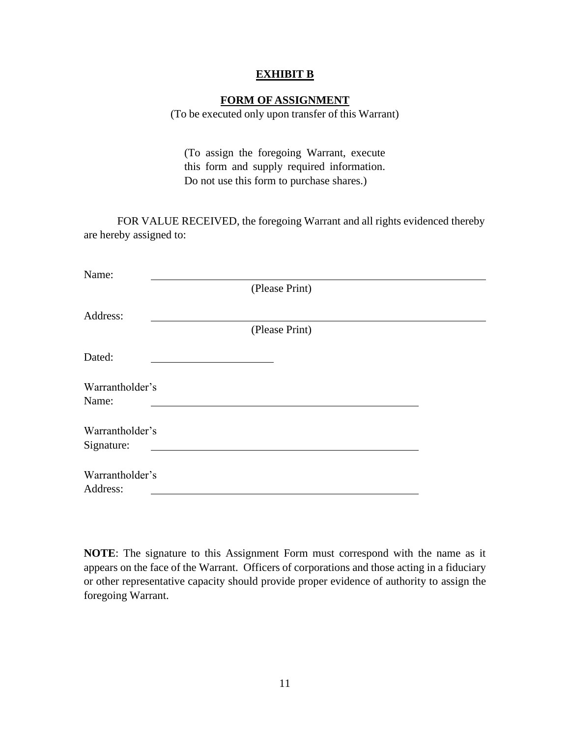**EXHIBIT B**

**FORM OF ASSIGNMENT**

(To be executed only upon transfer of this Warrant)

(To assign the foregoing Warrant, execute this form and supply required information. Do not use this form to purchase shares.)

FOR VALUE RECEIVED, the foregoing Warrant and all rights evidenced thereby are hereby assigned to:

Name: ______________________________________________
(Please Print)

Address: ______________________________________________
(Please Print)

Dated: ____________________

Warrantholder's Name: ________________________________________

Warrantholder's Signature: ________________________________________

Warrantholder's Address: ________________________________________

**NOTE**: The signature to this Assignment Form must correspond with the name as it appears on the face of the Warrant. Officers of corporations and those acting in a fiduciary or other representative capacity should provide proper evidence of authority to assign the foregoing Warrant.